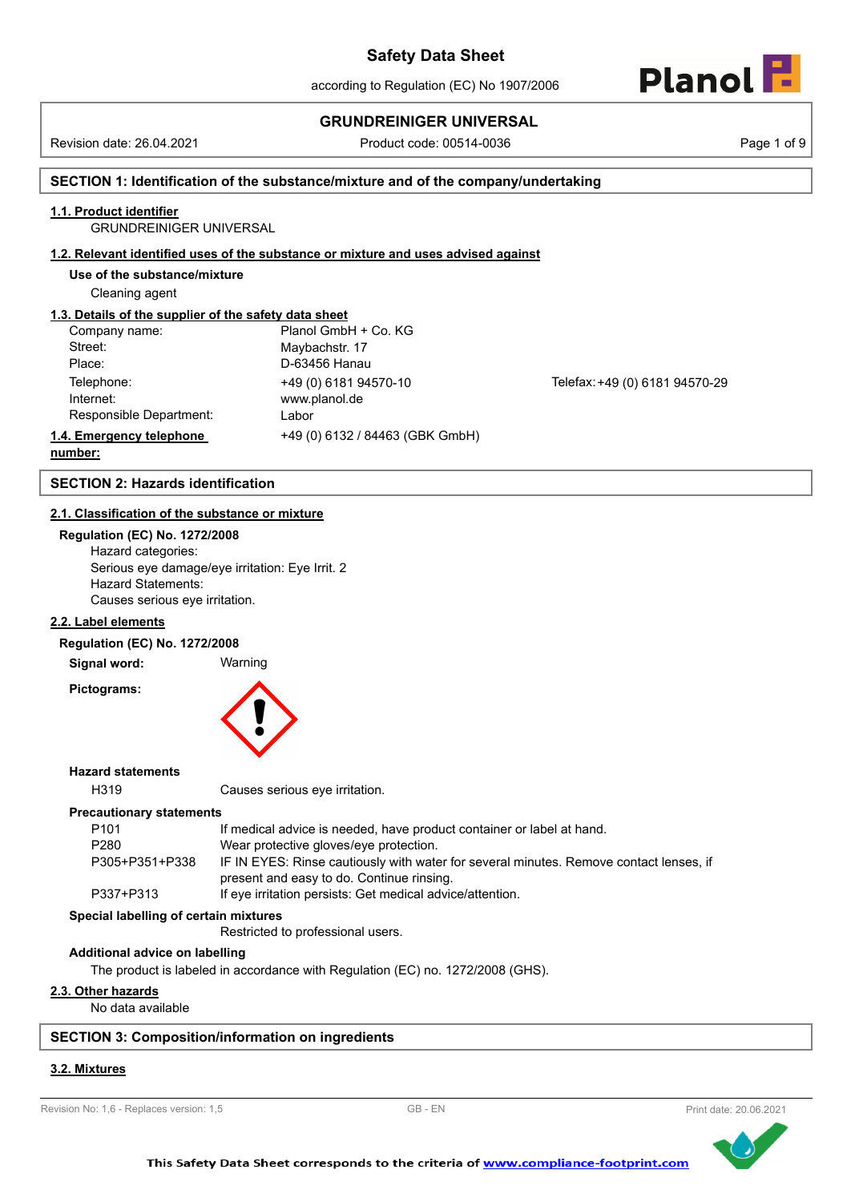# Safety Data Sheet

according to Regulation (EC) No 1907/2006

**GRUNDREINIGER UNIVERSAL**

Revision date: 26.04.2021 | Product code: 00514-0036

## SECTION 1: Identification of the substance/mixture and of the company/undertaking

### 1.1. Product identifier

GRUNDREINIGER UNIVERSAL

### 1.2. Relevant identified uses of the substance or mixture and uses advised against

**Use of the substance/mixture**

Cleaning agent

### 1.3. Details of the supplier of the safety data sheet

| | | |
|---|---|---|
| Company name: | Planol GmbH + Co. KG | |
| Street: | Maybachstr. 17 | |
| Place: | D-63456 Hanau | |
| Telephone: | +49 (0) 6181 94570-10 | Telefax: +49 (0) 6181 94570-29 |
| Internet: | www.planol.de | |
| Responsible Department: | Labor | |

### 1.4. Emergency telephone number:

+49 (0) 6132 / 84463 (GBK GmbH)

## SECTION 2: Hazards identification

### 2.1. Classification of the substance or mixture

**Regulation (EC) No. 1272/2008**

Hazard categories:
Serious eye damage/eye irritation: Eye Irrit. 2
Hazard Statements:
Causes serious eye irritation.

### 2.2. Label elements

**Regulation (EC) No. 1272/2008**

**Signal word:** Warning

**Pictograms:**

**Hazard statements**

| | |
|---|---|
| H319 | Causes serious eye irritation. |

**Precautionary statements**

| | |
|---|---|
| P101 | If medical advice is needed, have product container or label at hand. |
| P280 | Wear protective gloves/eye protection. |
| P305+P351+P338 | IF IN EYES: Rinse cautiously with water for several minutes. Remove contact lenses, if present and easy to do. Continue rinsing. |
| P337+P313 | If eye irritation persists: Get medical advice/attention. |

**Special labelling of certain mixtures**

Restricted to professional users.

**Additional advice on labelling**

The product is labeled in accordance with Regulation (EC) no. 1272/2008 (GHS).

### 2.3. Other hazards

No data available

## SECTION 3: Composition/information on ingredients

### 3.2. Mixtures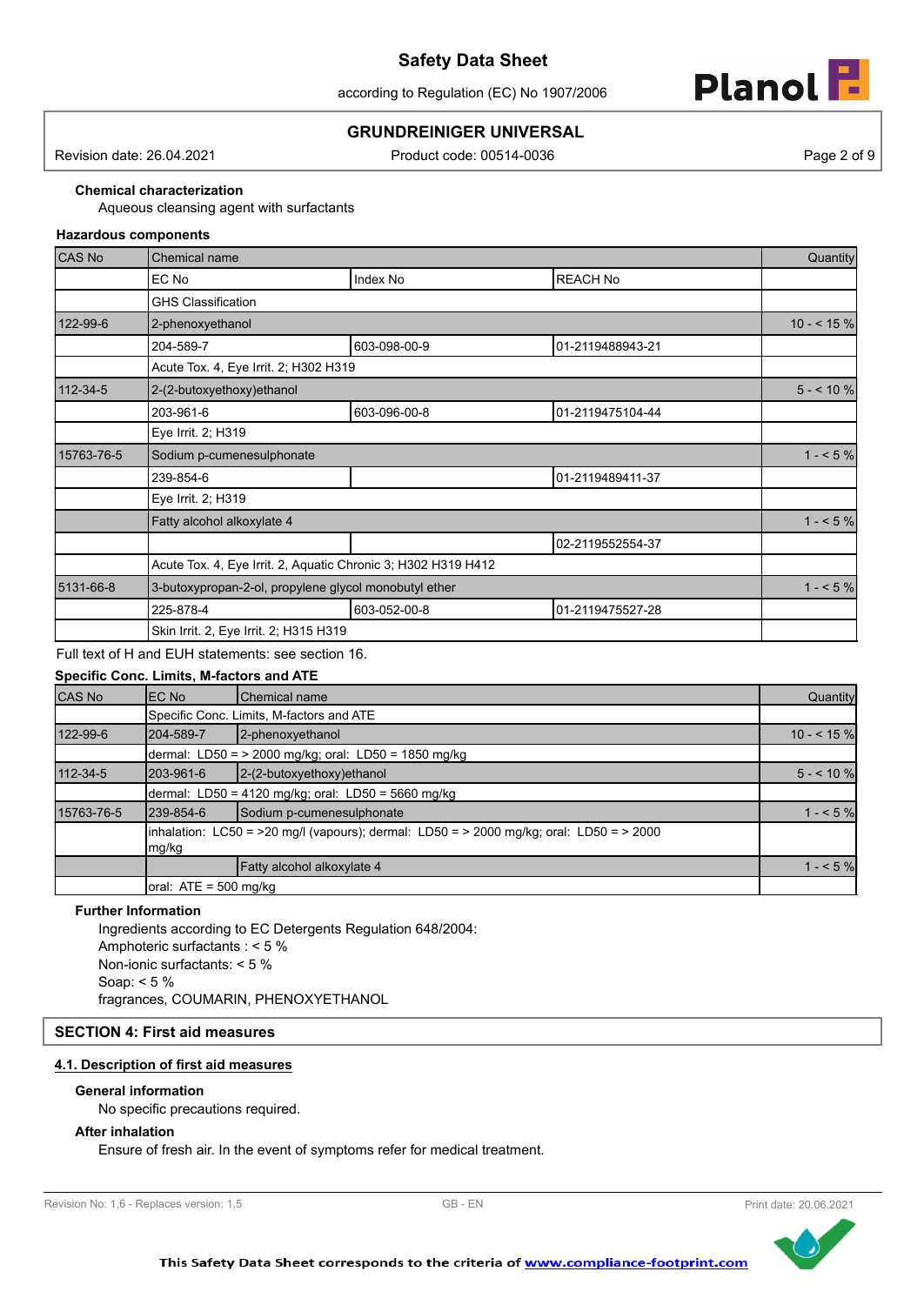**Chemical characterization**

Aqueous cleansing agent with surfactants

**Hazardous components**

| CAS No | Chemical name | | | Quantity |
|---|---|---|---|---|
| | EC No | Index No | REACH No | |
| | GHS Classification | | | |
| 122-99-6 | 2-phenoxyethanol | | | 10 - < 15 % |
| | 204-589-7 | 603-098-00-9 | 01-2119488943-21 | |
| | Acute Tox. 4, Eye Irrit. 2; H302 H319 | | | |
| 112-34-5 | 2-(2-butoxyethoxy)ethanol | | | 5 - < 10 % |
| | 203-961-6 | 603-096-00-8 | 01-2119475104-44 | |
| | Eye Irrit. 2; H319 | | | |
| 15763-76-5 | Sodium p-cumenesulphonate | | | 1 - < 5 % |
| | 239-854-6 | | 01-2119489411-37 | |
| | Eye Irrit. 2; H319 | | | |
| | Fatty alcohol alkoxylate 4 | | | 1 - < 5 % |
| | | | 02-2119552554-37 | |
| | Acute Tox. 4, Eye Irrit. 2, Aquatic Chronic 3; H302 H319 H412 | | | |
| 5131-66-8 | 3-butoxypropan-2-ol, propylene glycol monobutyl ether | | | 1 - < 5 % |
| | 225-878-4 | 603-052-00-8 | 01-2119475527-28 | |
| | Skin Irrit. 2, Eye Irrit. 2; H315 H319 | | | |

Full text of H and EUH statements: see section 16.

**Specific Conc. Limits, M-factors and ATE**

| CAS No | EC No | Chemical name | Quantity |
|---|---|---|---|
| | Specific Conc. Limits, M-factors and ATE | | |
| 122-99-6 | 204-589-7 | 2-phenoxyethanol | 10 - < 15 % |
| | dermal: LD50 = > 2000 mg/kg; oral: LD50 = 1850 mg/kg | | |
| 112-34-5 | 203-961-6 | 2-(2-butoxyethoxy)ethanol | 5 - < 10 % |
| | dermal: LD50 = 4120 mg/kg; oral: LD50 = 5660 mg/kg | | |
| 15763-76-5 | 239-854-6 | Sodium p-cumenesulphonate | 1 - < 5 % |
| | inhalation: LC50 = >20 mg/l (vapours); dermal: LD50 = > 2000 mg/kg; oral: LD50 = > 2000 mg/kg | | |
| | | Fatty alcohol alkoxylate 4 | 1 - < 5 % |
| | oral: ATE = 500 mg/kg | | |

**Further Information**

Ingredients according to EC Detergents Regulation 648/2004:
Amphoteric surfactants : < 5 %
Non-ionic surfactants: < 5 %
Soap: < 5 %
fragrances, COUMARIN, PHENOXYETHANOL

## SECTION 4: First aid measures

### 4.1. Description of first aid measures

**General information**

No specific precautions required.

**After inhalation**

Ensure of fresh air. In the event of symptoms refer for medical treatment.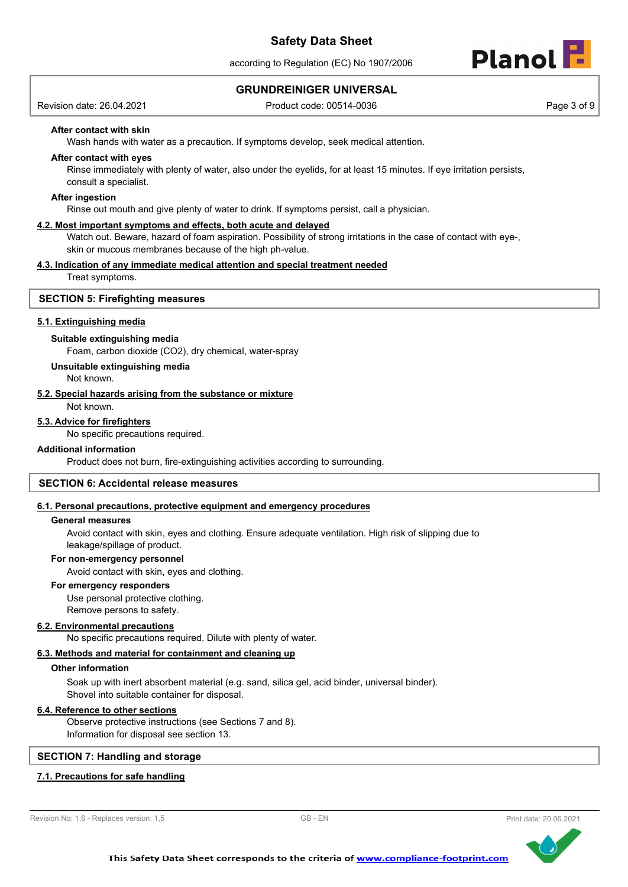**After contact with skin**

Wash hands with water as a precaution. If symptoms develop, seek medical attention.

**After contact with eyes**

Rinse immediately with plenty of water, also under the eyelids, for at least 15 minutes. If eye irritation persists, consult a specialist.

**After ingestion**

Rinse out mouth and give plenty of water to drink. If symptoms persist, call a physician.

### 4.2. Most important symptoms and effects, both acute and delayed

Watch out. Beware, hazard of foam aspiration. Possibility of strong irritations in the case of contact with eye-, skin or mucous membranes because of the high ph-value.

### 4.3. Indication of any immediate medical attention and special treatment needed

Treat symptoms.

## SECTION 5: Firefighting measures

### 5.1. Extinguishing media

**Suitable extinguishing media**

Foam, carbon dioxide ($CO_2$), dry chemical, water-spray

**Unsuitable extinguishing media**

Not known.

### 5.2. Special hazards arising from the substance or mixture

Not known.

### 5.3. Advice for firefighters

No specific precautions required.

**Additional information**

Product does not burn, fire-extinguishing activities according to surrounding.

## SECTION 6: Accidental release measures

### 6.1. Personal precautions, protective equipment and emergency procedures

**General measures**

Avoid contact with skin, eyes and clothing. Ensure adequate ventilation. High risk of slipping due to leakage/spillage of product.

**For non-emergency personnel**

Avoid contact with skin, eyes and clothing.

**For emergency responders**

Use personal protective clothing.
Remove persons to safety.

### 6.2. Environmental precautions

No specific precautions required. Dilute with plenty of water.

### 6.3. Methods and material for containment and cleaning up

**Other information**

Soak up with inert absorbent material (e.g. sand, silica gel, acid binder, universal binder).
Shovel into suitable container for disposal.

### 6.4. Reference to other sections

Observe protective instructions (see Sections 7 and 8).
Information for disposal see section 13.

## SECTION 7: Handling and storage

### 7.1. Precautions for safe handling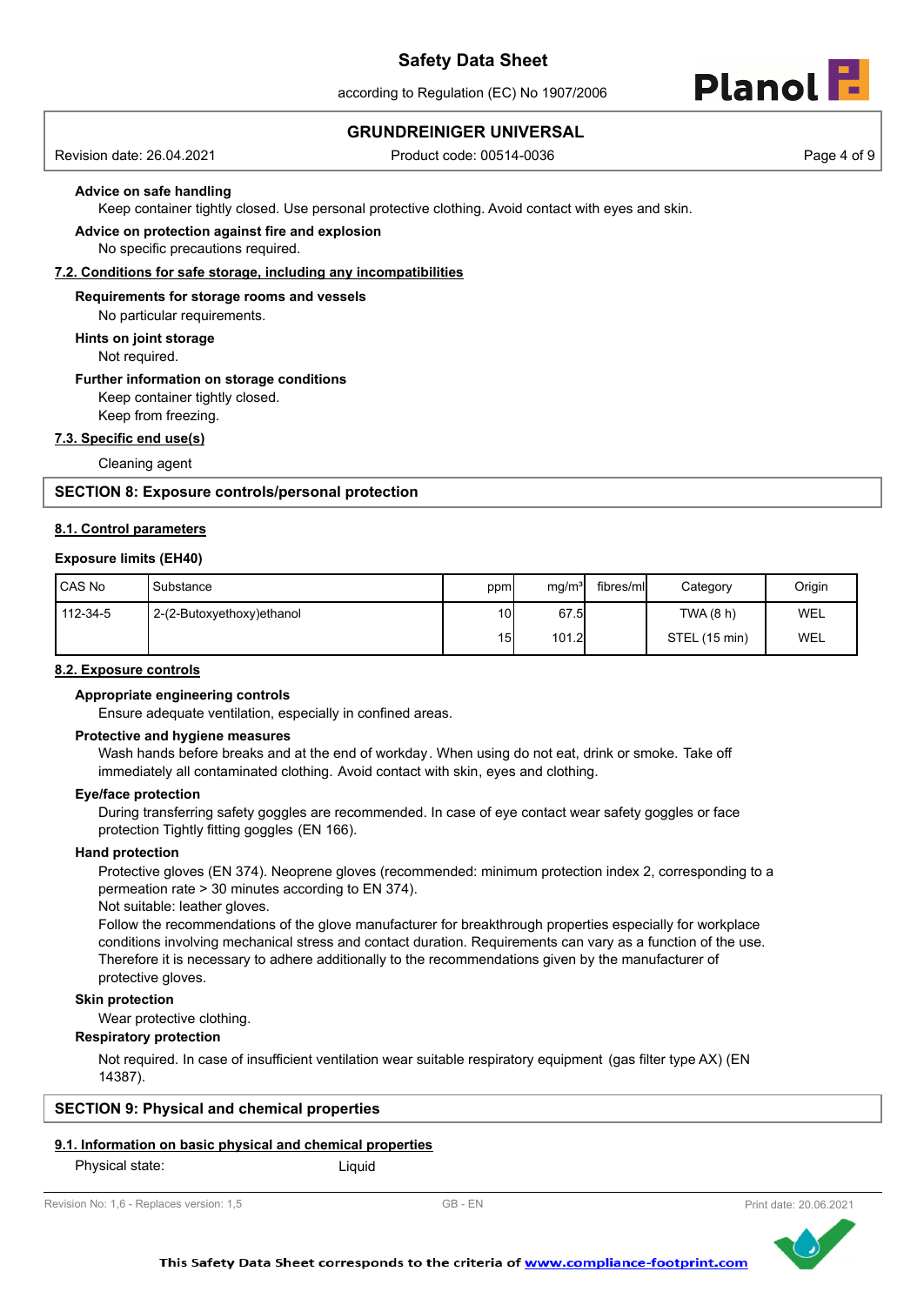**Advice on safe handling**

Keep container tightly closed. Use personal protective clothing. Avoid contact with eyes and skin.

**Advice on protection against fire and explosion**

No specific precautions required.

### 7.2. Conditions for safe storage, including any incompatibilities

**Requirements for storage rooms and vessels**

No particular requirements.

**Hints on joint storage**

Not required.

**Further information on storage conditions**

Keep container tightly closed.
Keep from freezing.

### 7.3. Specific end use(s)

Cleaning agent

## SECTION 8: Exposure controls/personal protection

### 8.1. Control parameters

**Exposure limits (EH40)**

| CAS No | Substance | ppm | mg/m³ | fibres/ml | Category | Origin |
|---|---|---|---|---|---|---|
| 112-34-5 | 2-(2-Butoxyethoxy)ethanol | 10 | 67.5 | | TWA (8 h) | WEL |
| | | 15 | 101.2 | | STEL (15 min) | WEL |

### 8.2. Exposure controls

**Appropriate engineering controls**

Ensure adequate ventilation, especially in confined areas.

**Protective and hygiene measures**

Wash hands before breaks and at the end of workday. When using do not eat, drink or smoke. Take off immediately all contaminated clothing. Avoid contact with skin, eyes and clothing.

**Eye/face protection**

During transferring safety goggles are recommended. In case of eye contact wear safety goggles or face protection Tightly fitting goggles (EN 166).

**Hand protection**

Protective gloves (EN 374). Neoprene gloves (recommended: minimum protection index 2, corresponding to a permeation rate > 30 minutes according to EN 374).
Not suitable: leather gloves.
Follow the recommendations of the glove manufacturer for breakthrough properties especially for workplace conditions involving mechanical stress and contact duration. Requirements can vary as a function of the use. Therefore it is necessary to adhere additionally to the recommendations given by the manufacturer of protective gloves.

**Skin protection**

Wear protective clothing.

**Respiratory protection**

Not required. In case of insufficient ventilation wear suitable respiratory equipment (gas filter type AX) (EN 14387).

## SECTION 9: Physical and chemical properties

### 9.1. Information on basic physical and chemical properties

Physical state: Liquid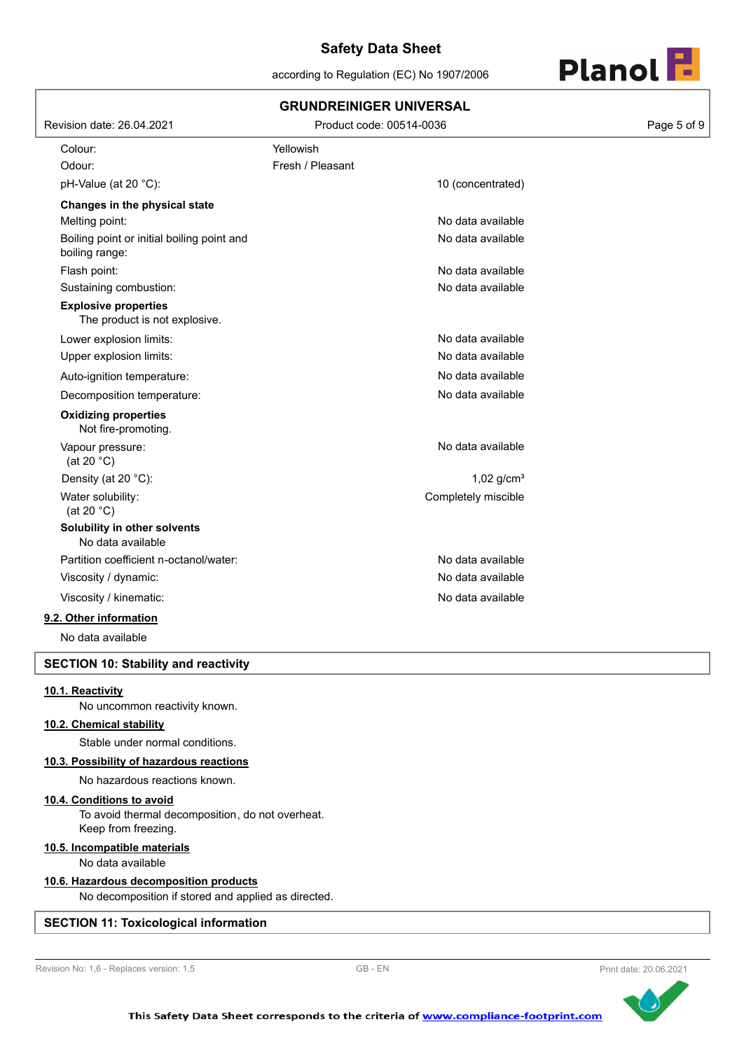| | | |
|---|---|---|
| Colour: | Yellowish | |
| Odour: | Fresh / Pleasant | |
| pH-Value (at 20 °C): | | 10 (concentrated) |
| **Changes in the physical state** | | |
| Melting point: | | No data available |
| Boiling point or initial boiling point and boiling range: | | No data available |
| Flash point: | | No data available |
| Sustaining combustion: | | No data available |
| **Explosive properties** | | |
| The product is not explosive. | | |
| Lower explosion limits: | | No data available |
| Upper explosion limits: | | No data available |
| Auto-ignition temperature: | | No data available |
| Decomposition temperature: | | No data available |
| **Oxidizing properties** | | |
| Not fire-promoting. | | |
| Vapour pressure: (at 20 °C) | | No data available |
| Density (at 20 °C): | | 1,02 g/cm³ |
| Water solubility: (at 20 °C) | | Completely miscible |
| **Solubility in other solvents** | | |
| No data available | | |
| Partition coefficient n-octanol/water: | | No data available |
| Viscosity / dynamic: | | No data available |
| Viscosity / kinematic: | | No data available |

**9.2. Other information**

No data available

## SECTION 10: Stability and reactivity

**10.1. Reactivity**

No uncommon reactivity known.

**10.2. Chemical stability**

Stable under normal conditions.

**10.3. Possibility of hazardous reactions**

No hazardous reactions known.

**10.4. Conditions to avoid**

To avoid thermal decomposition, do not overheat.
Keep from freezing.

**10.5. Incompatible materials**

No data available

**10.6. Hazardous decomposition products**

No decomposition if stored and applied as directed.

## SECTION 11: Toxicological information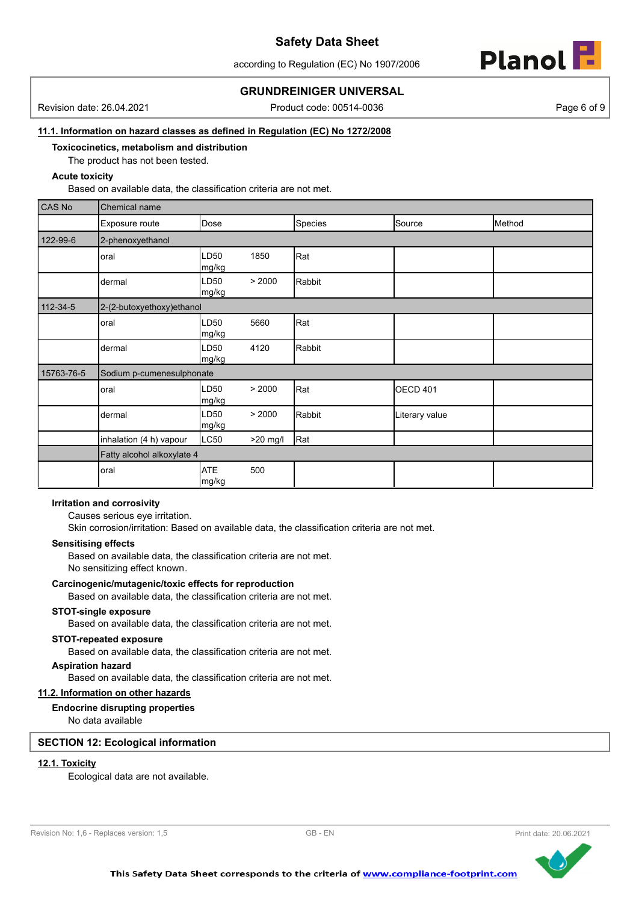### 11.1. Information on hazard classes as defined in Regulation (EC) No 1272/2008

**Toxicocinetics, metabolism and distribution**

The product has not been tested.

**Acute toxicity**

Based on available data, the classification criteria are not met.

| CAS No | Chemical name | | | | | |
|---|---|---|---|---|---|---|
| | Exposure route | Dose | | Species | Source | Method |
| 122-99-6 | 2-phenoxyethanol | | | | | |
| | oral | LD50 mg/kg | 1850 | Rat | | |
| | dermal | LD50 mg/kg | > 2000 | Rabbit | | |
| 112-34-5 | 2-(2-butoxyethoxy)ethanol | | | | | |
| | oral | LD50 mg/kg | 5660 | Rat | | |
| | dermal | LD50 mg/kg | 4120 | Rabbit | | |
| 15763-76-5 | Sodium p-cumenesulphonate | | | | | |
| | oral | LD50 mg/kg | > 2000 | Rat | OECD 401 | |
| | dermal | LD50 mg/kg | > 2000 | Rabbit | Literary value | |
| | inhalation (4 h) vapour | LC50 | >20 mg/l | Rat | | |
| | Fatty alcohol alkoxylate 4 | | | | | |
| | oral | ATE mg/kg | 500 | | | |

**Irritation and corrosivity**

Causes serious eye irritation.

Skin corrosion/irritation: Based on available data, the classification criteria are not met.

**Sensitising effects**

Based on available data, the classification criteria are not met.

No sensitizing effect known.

**Carcinogenic/mutagenic/toxic effects for reproduction**

Based on available data, the classification criteria are not met.

**STOT-single exposure**

Based on available data, the classification criteria are not met.

**STOT-repeated exposure**

Based on available data, the classification criteria are not met.

**Aspiration hazard**

Based on available data, the classification criteria are not met.

### 11.2. Information on other hazards

**Endocrine disrupting properties**

No data available

## SECTION 12: Ecological information

### 12.1. Toxicity

Ecological data are not available.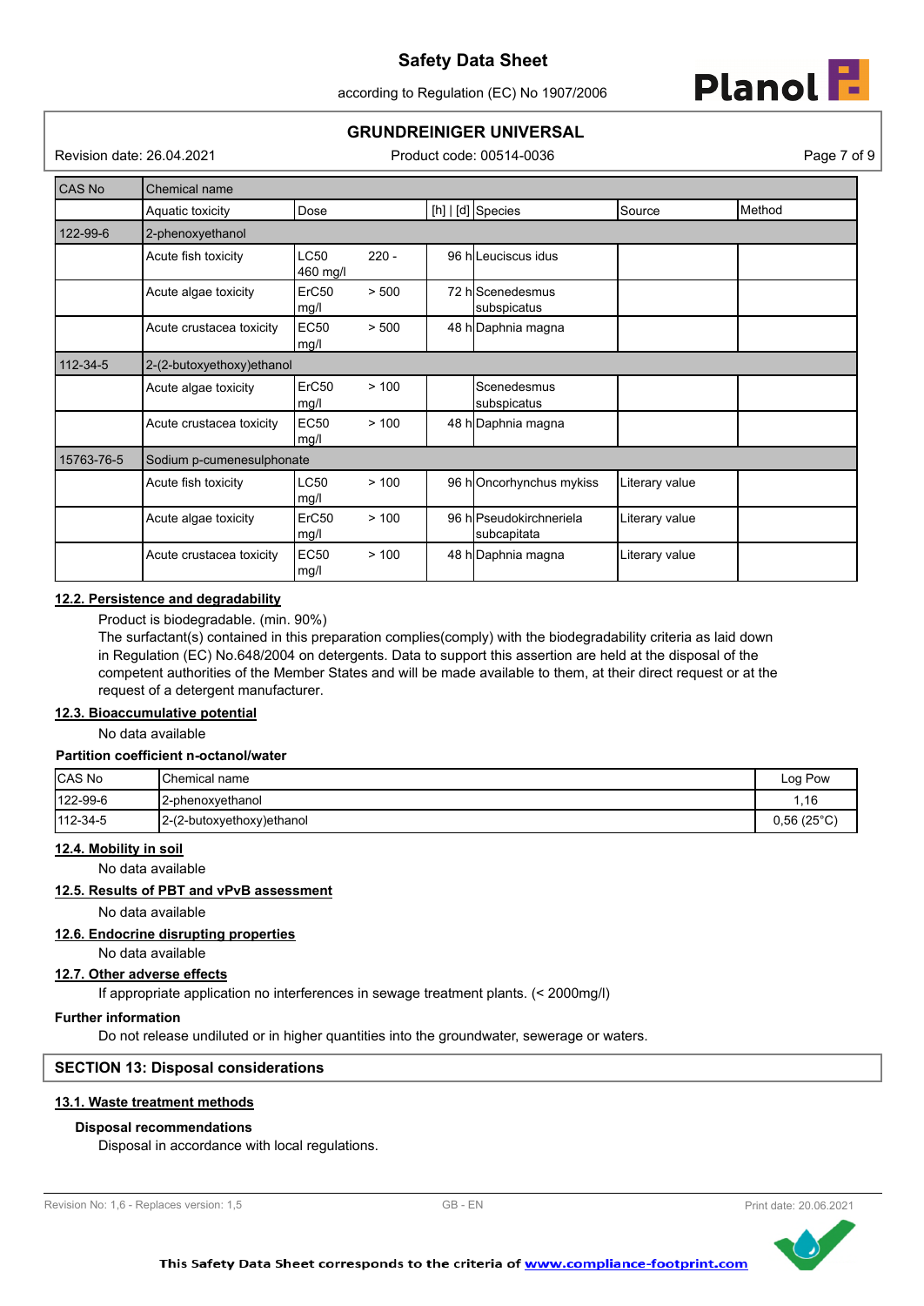| CAS No | Chemical name | | | | | |
|---|---|---|---|---|---|---|
| | Aquatic toxicity | Dose | [h] \| [d] | Species | Source | Method |
| 122-99-6 | 2-phenoxyethanol | | | | | |
| | Acute fish toxicity | LC50 220 - 460 mg/l | 96 h | Leuciscus idus | | |
| | Acute algae toxicity | ErC50 > 500 mg/l | 72 h | Scenedesmus subspicatus | | |
| | Acute crustacea toxicity | EC50 > 500 mg/l | 48 h | Daphnia magna | | |
| 112-34-5 | 2-(2-butoxyethoxy)ethanol | | | | | |
| | Acute algae toxicity | ErC50 > 100 mg/l | | Scenedesmus subspicatus | | |
| | Acute crustacea toxicity | EC50 > 100 mg/l | 48 h | Daphnia magna | | |
| 15763-76-5 | Sodium p-cumenesulphonate | | | | | |
| | Acute fish toxicity | LC50 > 100 mg/l | 96 h | Oncorhynchus mykiss | Literary value | |
| | Acute algae toxicity | ErC50 > 100 mg/l | 96 h | Pseudokirchneriela subcapitata | Literary value | |
| | Acute crustacea toxicity | EC50 > 100 mg/l | 48 h | Daphnia magna | Literary value | |

### 12.2. Persistence and degradability

Product is biodegradable. (min. 90%)
The surfactant(s) contained in this preparation complies(comply) with the biodegradability criteria as laid down in Regulation (EC) No.648/2004 on detergents. Data to support this assertion are held at the disposal of the competent authorities of the Member States and will be made available to them, at their direct request or at the request of a detergent manufacturer.

### 12.3. Bioaccumulative potential

No data available

**Partition coefficient n-octanol/water**

| CAS No | Chemical name | Log Pow |
|---|---|---|
| 122-99-6 | 2-phenoxyethanol | 1,16 |
| 112-34-5 | 2-(2-butoxyethoxy)ethanol | 0,56 (25°C) |

### 12.4. Mobility in soil

No data available

### 12.5. Results of PBT and vPvB assessment

No data available

### 12.6. Endocrine disrupting properties

No data available

### 12.7. Other adverse effects

If appropriate application no interferences in sewage treatment plants. (< 2000mg/l)

**Further information**

Do not release undiluted or in higher quantities into the groundwater, sewerage or waters.

## SECTION 13: Disposal considerations

### 13.1. Waste treatment methods

**Disposal recommendations**

Disposal in accordance with local regulations.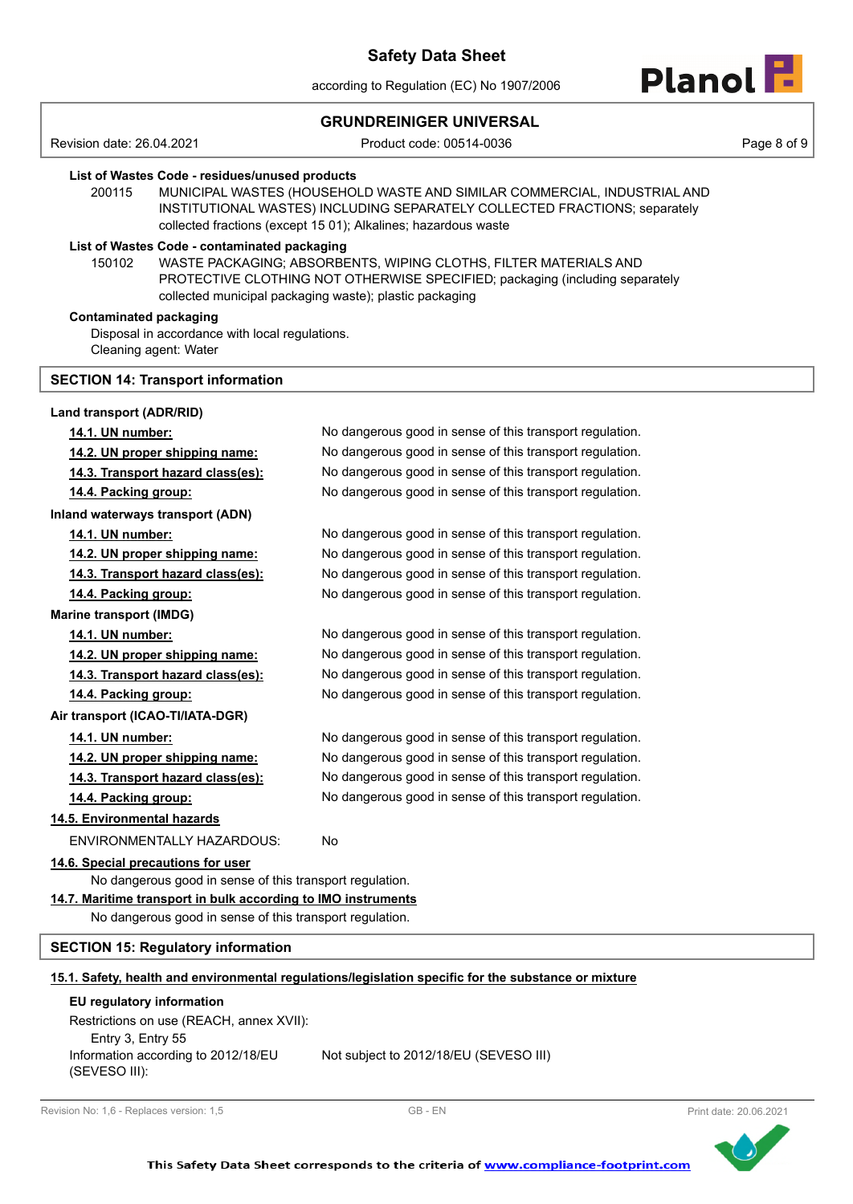**List of Wastes Code - residues/unused products**

200115 MUNICIPAL WASTES (HOUSEHOLD WASTE AND SIMILAR COMMERCIAL, INDUSTRIAL AND INSTITUTIONAL WASTES) INCLUDING SEPARATELY COLLECTED FRACTIONS; separately collected fractions (except 15 01); Alkalines; hazardous waste

**List of Wastes Code - contaminated packaging**

150102 WASTE PACKAGING; ABSORBENTS, WIPING CLOTHS, FILTER MATERIALS AND PROTECTIVE CLOTHING NOT OTHERWISE SPECIFIED; packaging (including separately collected municipal packaging waste); plastic packaging

**Contaminated packaging**

Disposal in accordance with local regulations.
Cleaning agent: Water

## SECTION 14: Transport information

**Land transport (ADR/RID)**

| | |
|---|---|
| **14.1. UN number:** | No dangerous good in sense of this transport regulation. |
| **14.2. UN proper shipping name:** | No dangerous good in sense of this transport regulation. |
| **14.3. Transport hazard class(es):** | No dangerous good in sense of this transport regulation. |
| **14.4. Packing group:** | No dangerous good in sense of this transport regulation. |

**Inland waterways transport (ADN)**

| | |
|---|---|
| **14.1. UN number:** | No dangerous good in sense of this transport regulation. |
| **14.2. UN proper shipping name:** | No dangerous good in sense of this transport regulation. |
| **14.3. Transport hazard class(es):** | No dangerous good in sense of this transport regulation. |
| **14.4. Packing group:** | No dangerous good in sense of this transport regulation. |

**Marine transport (IMDG)**

| | |
|---|---|
| **14.1. UN number:** | No dangerous good in sense of this transport regulation. |
| **14.2. UN proper shipping name:** | No dangerous good in sense of this transport regulation. |
| **14.3. Transport hazard class(es):** | No dangerous good in sense of this transport regulation. |
| **14.4. Packing group:** | No dangerous good in sense of this transport regulation. |

**Air transport (ICAO-TI/IATA-DGR)**

| | |
|---|---|
| **14.1. UN number:** | No dangerous good in sense of this transport regulation. |
| **14.2. UN proper shipping name:** | No dangerous good in sense of this transport regulation. |
| **14.3. Transport hazard class(es):** | No dangerous good in sense of this transport regulation. |
| **14.4. Packing group:** | No dangerous good in sense of this transport regulation. |

**14.5. Environmental hazards**

ENVIRONMENTALLY HAZARDOUS: No

**14.6. Special precautions for user**

No dangerous good in sense of this transport regulation.

**14.7. Maritime transport in bulk according to IMO instruments**

No dangerous good in sense of this transport regulation.

## SECTION 15: Regulatory information

**15.1. Safety, health and environmental regulations/legislation specific for the substance or mixture**

**EU regulatory information**

Restrictions on use (REACH, annex XVII):
Entry 3, Entry 55

Information according to 2012/18/EU (SEVESO III): Not subject to 2012/18/EU (SEVESO III)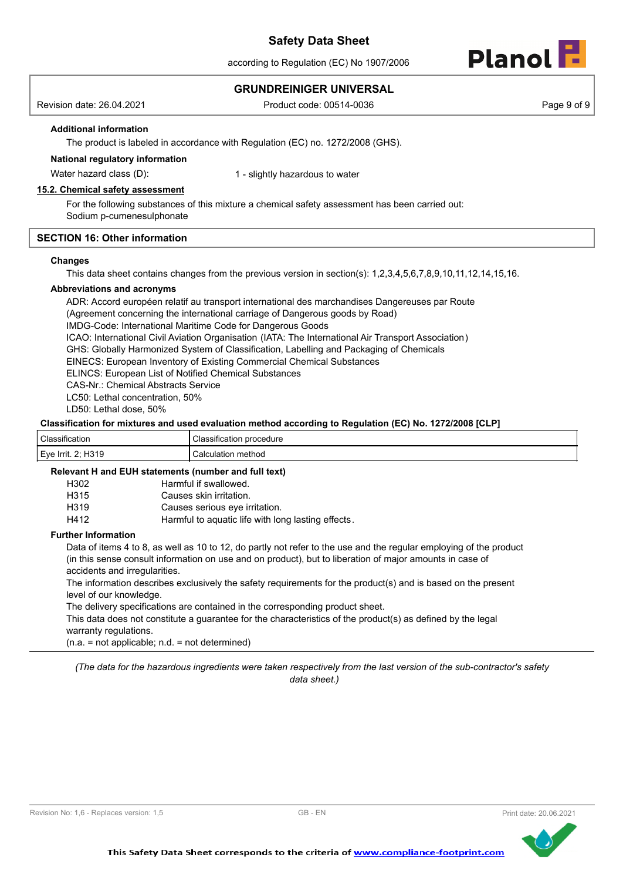**Additional information**

The product is labeled in accordance with Regulation (EC) no. 1272/2008 (GHS).

**National regulatory information**

Water hazard class (D): 1 - slightly hazardous to water

**15.2. Chemical safety assessment**

For the following substances of this mixture a chemical safety assessment has been carried out:
Sodium p-cumenesulphonate

## SECTION 16: Other information

**Changes**

This data sheet contains changes from the previous version in section(s): 1,2,3,4,5,6,7,8,9,10,11,12,14,15,16.

**Abbreviations and acronyms**

ADR: Accord européen relatif au transport international des marchandises Dangereuses par Route (Agreement concerning the international carriage of Dangerous goods by Road)
IMDG-Code: International Maritime Code for Dangerous Goods
ICAO: International Civil Aviation Organisation (IATA: The International Air Transport Association)
GHS: Globally Harmonized System of Classification, Labelling and Packaging of Chemicals
EINECS: European Inventory of Existing Commercial Chemical Substances
ELINCS: European List of Notified Chemical Substances
CAS-Nr.: Chemical Abstracts Service
LC50: Lethal concentration, 50%
LD50: Lethal dose, 50%

**Classification for mixtures and used evaluation method according to Regulation (EC) No. 1272/2008 [CLP]**

| Classification | Classification procedure |
|---|---|
| Eye Irrit. 2; H319 | Calculation method |

**Relevant H and EUH statements (number and full text)**

| | |
|---|---|
| H302 | Harmful if swallowed. |
| H315 | Causes skin irritation. |
| H319 | Causes serious eye irritation. |
| H412 | Harmful to aquatic life with long lasting effects. |

**Further Information**

Data of items 4 to 8, as well as 10 to 12, do partly not refer to the use and the regular employing of the product (in this sense consult information on use and on product), but to liberation of major amounts in case of accidents and irregularities.
The information describes exclusively the safety requirements for the product(s) and is based on the present level of our knowledge.
The delivery specifications are contained in the corresponding product sheet.
This data does not constitute a guarantee for the characteristics of the product(s) as defined by the legal warranty regulations.
(n.a. = not applicable; n.d. = not determined)

*(The data for the hazardous ingredients were taken respectively from the last version of the sub-contractor's safety data sheet.)*